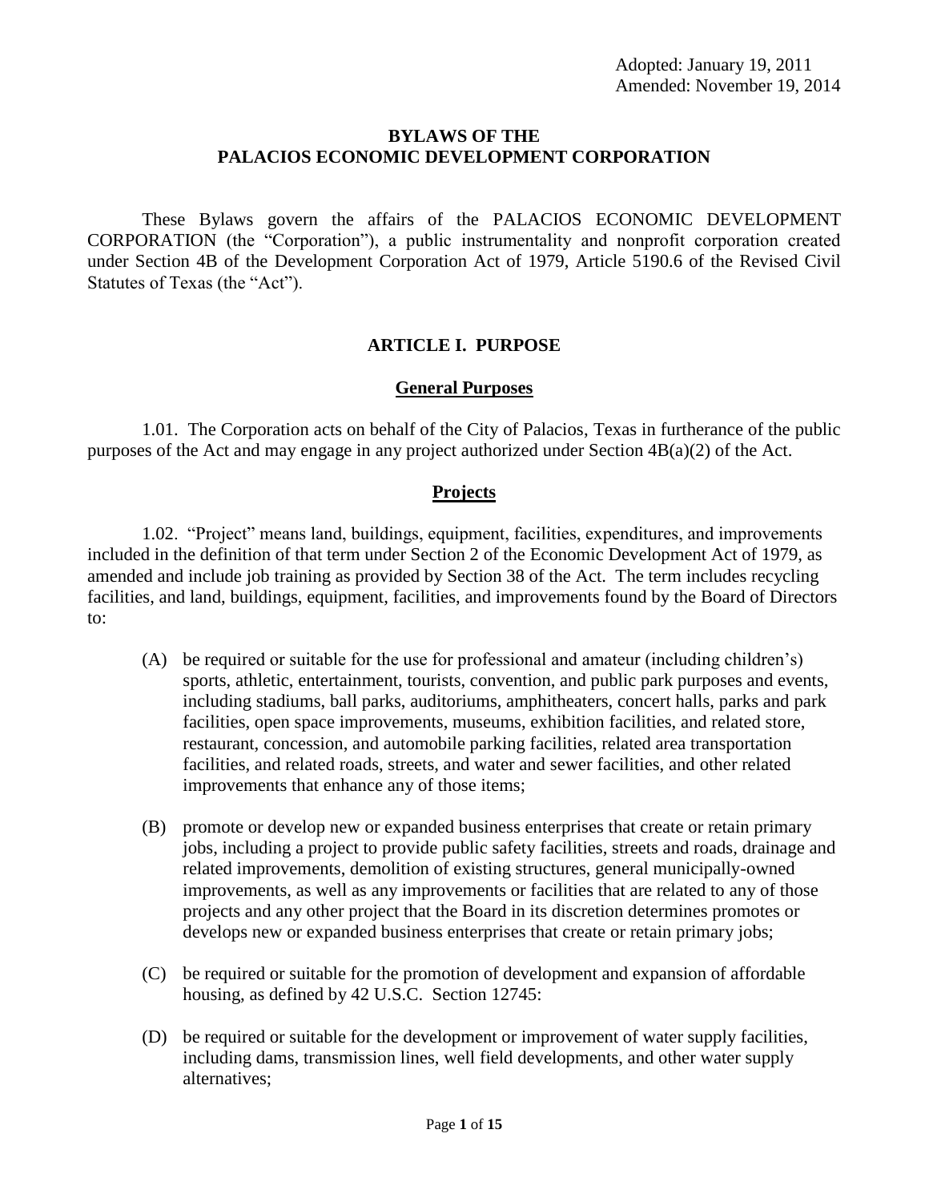Adopted: January 19, 2011
Amended: November 19, 2014

# BYLAWS OF THE PALACIOS ECONOMIC DEVELOPMENT CORPORATION

These Bylaws govern the affairs of the PALACIOS ECONOMIC DEVELOPMENT CORPORATION (the "Corporation"), a public instrumentality and nonprofit corporation created under Section 4B of the Development Corporation Act of 1979, Article 5190.6 of the Revised Civil Statutes of Texas (the "Act").

## ARTICLE I. PURPOSE

### General Purposes

1.01. The Corporation acts on behalf of the City of Palacios, Texas in furtherance of the public purposes of the Act and may engage in any project authorized under Section 4B(a)(2) of the Act.

### Projects

1.02. "Project" means land, buildings, equipment, facilities, expenditures, and improvements included in the definition of that term under Section 2 of the Economic Development Act of 1979, as amended and include job training as provided by Section 38 of the Act. The term includes recycling facilities, and land, buildings, equipment, facilities, and improvements found by the Board of Directors to:

(A) be required or suitable for the use for professional and amateur (including children's) sports, athletic, entertainment, tourists, convention, and public park purposes and events, including stadiums, ball parks, auditoriums, amphitheaters, concert halls, parks and park facilities, open space improvements, museums, exhibition facilities, and related store, restaurant, concession, and automobile parking facilities, related area transportation facilities, and related roads, streets, and water and sewer facilities, and other related improvements that enhance any of those items;

(B) promote or develop new or expanded business enterprises that create or retain primary jobs, including a project to provide public safety facilities, streets and roads, drainage and related improvements, demolition of existing structures, general municipally-owned improvements, as well as any improvements or facilities that are related to any of those projects and any other project that the Board in its discretion determines promotes or develops new or expanded business enterprises that create or retain primary jobs;

(C) be required or suitable for the promotion of development and expansion of affordable housing, as defined by 42 U.S.C. Section 12745:

(D) be required or suitable for the development or improvement of water supply facilities, including dams, transmission lines, well field developments, and other water supply alternatives;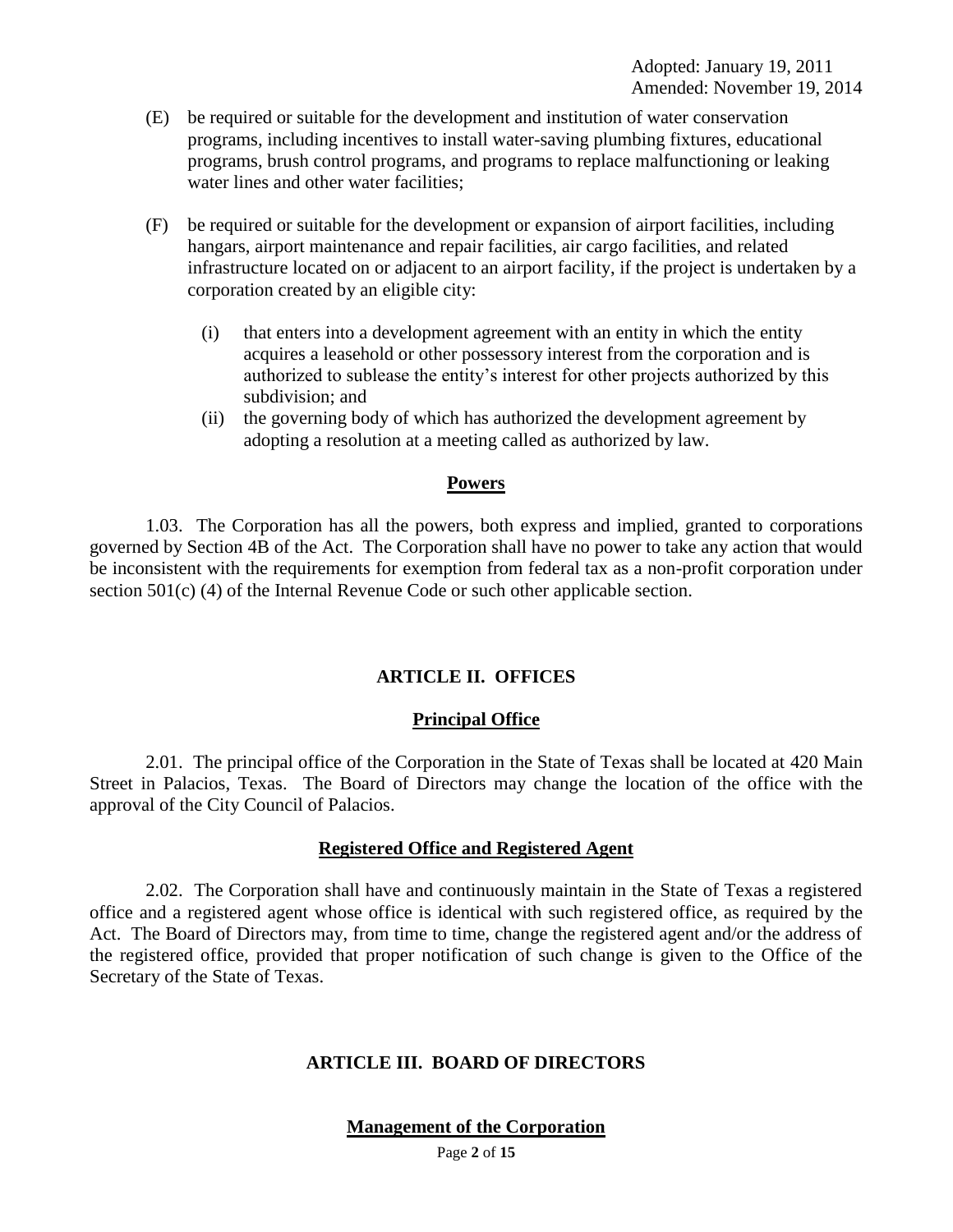(E) be required or suitable for the development and institution of water conservation programs, including incentives to install water-saving plumbing fixtures, educational programs, brush control programs, and programs to replace malfunctioning or leaking water lines and other water facilities;

(F) be required or suitable for the development or expansion of airport facilities, including hangars, airport maintenance and repair facilities, air cargo facilities, and related infrastructure located on or adjacent to an airport facility, if the project is undertaken by a corporation created by an eligible city:

(i) that enters into a development agreement with an entity in which the entity acquires a leasehold or other possessory interest from the corporation and is authorized to sublease the entity's interest for other projects authorized by this subdivision; and

(ii) the governing body of which has authorized the development agreement by adopting a resolution at a meeting called as authorized by law.

### Powers

1.03. The Corporation has all the powers, both express and implied, granted to corporations governed by Section 4B of the Act. The Corporation shall have no power to take any action that would be inconsistent with the requirements for exemption from federal tax as a non-profit corporation under section 501(c) (4) of the Internal Revenue Code or such other applicable section.

## ARTICLE II. OFFICES

### Principal Office

2.01. The principal office of the Corporation in the State of Texas shall be located at 420 Main Street in Palacios, Texas. The Board of Directors may change the location of the office with the approval of the City Council of Palacios.

### Registered Office and Registered Agent

2.02. The Corporation shall have and continuously maintain in the State of Texas a registered office and a registered agent whose office is identical with such registered office, as required by the Act. The Board of Directors may, from time to time, change the registered agent and/or the address of the registered office, provided that proper notification of such change is given to the Office of the Secretary of the State of Texas.

## ARTICLE III. BOARD OF DIRECTORS

### Management of the Corporation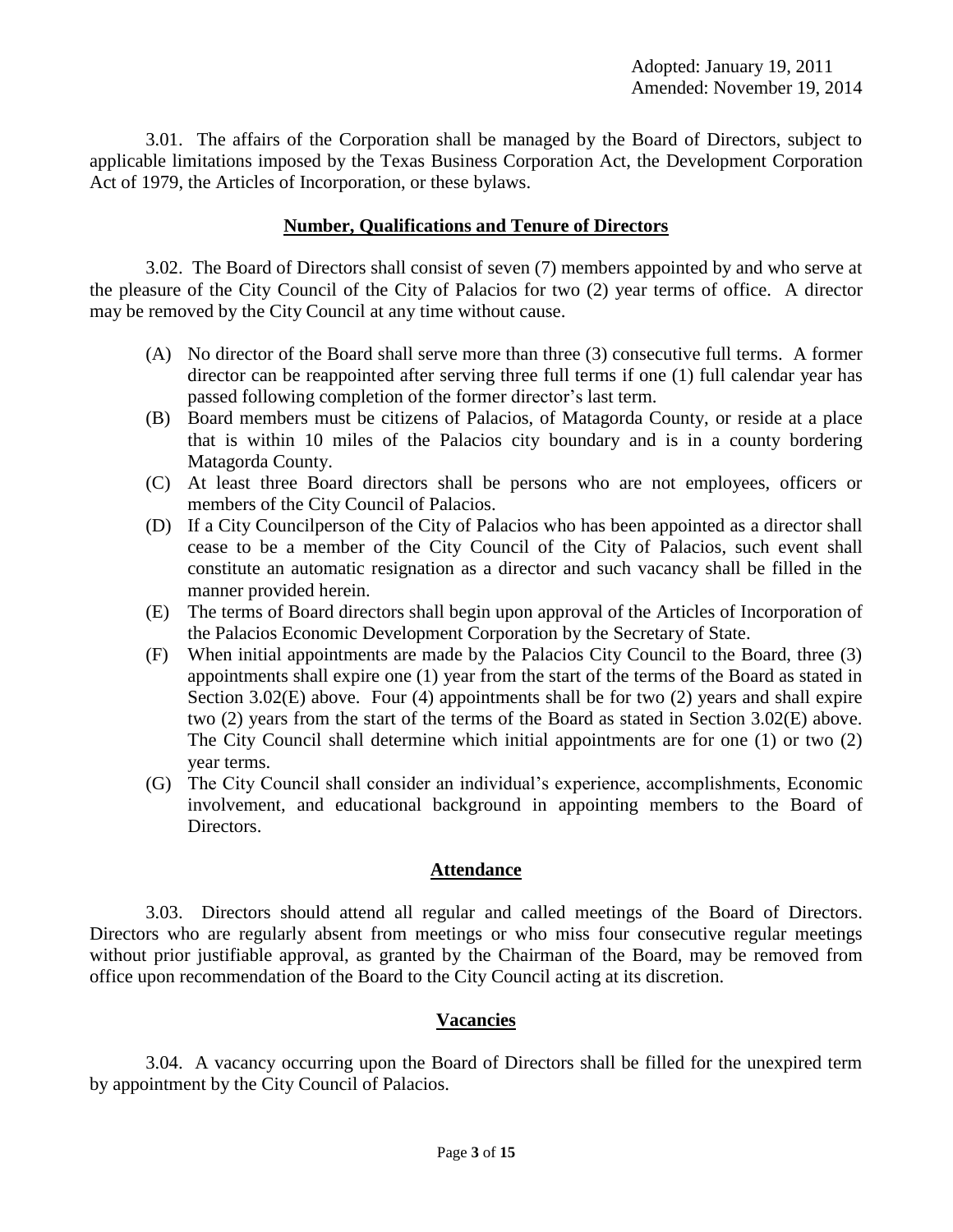Adopted: January 19, 2011
Amended: November 19, 2014

3.01. The affairs of the Corporation shall be managed by the Board of Directors, subject to applicable limitations imposed by the Texas Business Corporation Act, the Development Corporation Act of 1979, the Articles of Incorporation, or these bylaws.

## Number, Qualifications and Tenure of Directors

3.02. The Board of Directors shall consist of seven (7) members appointed by and who serve at the pleasure of the City Council of the City of Palacios for two (2) year terms of office. A director may be removed by the City Council at any time without cause.

(A) No director of the Board shall serve more than three (3) consecutive full terms. A former director can be reappointed after serving three full terms if one (1) full calendar year has passed following completion of the former director's last term.

(B) Board members must be citizens of Palacios, of Matagorda County, or reside at a place that is within 10 miles of the Palacios city boundary and is in a county bordering Matagorda County.

(C) At least three Board directors shall be persons who are not employees, officers or members of the City Council of Palacios.

(D) If a City Councilperson of the City of Palacios who has been appointed as a director shall cease to be a member of the City Council of the City of Palacios, such event shall constitute an automatic resignation as a director and such vacancy shall be filled in the manner provided herein.

(E) The terms of Board directors shall begin upon approval of the Articles of Incorporation of the Palacios Economic Development Corporation by the Secretary of State.

(F) When initial appointments are made by the Palacios City Council to the Board, three (3) appointments shall expire one (1) year from the start of the terms of the Board as stated in Section 3.02(E) above. Four (4) appointments shall be for two (2) years and shall expire two (2) years from the start of the terms of the Board as stated in Section 3.02(E) above. The City Council shall determine which initial appointments are for one (1) or two (2) year terms.

(G) The City Council shall consider an individual's experience, accomplishments, Economic involvement, and educational background in appointing members to the Board of Directors.

## Attendance

3.03. Directors should attend all regular and called meetings of the Board of Directors. Directors who are regularly absent from meetings or who miss four consecutive regular meetings without prior justifiable approval, as granted by the Chairman of the Board, may be removed from office upon recommendation of the Board to the City Council acting at its discretion.

## Vacancies

3.04. A vacancy occurring upon the Board of Directors shall be filled for the unexpired term by appointment by the City Council of Palacios.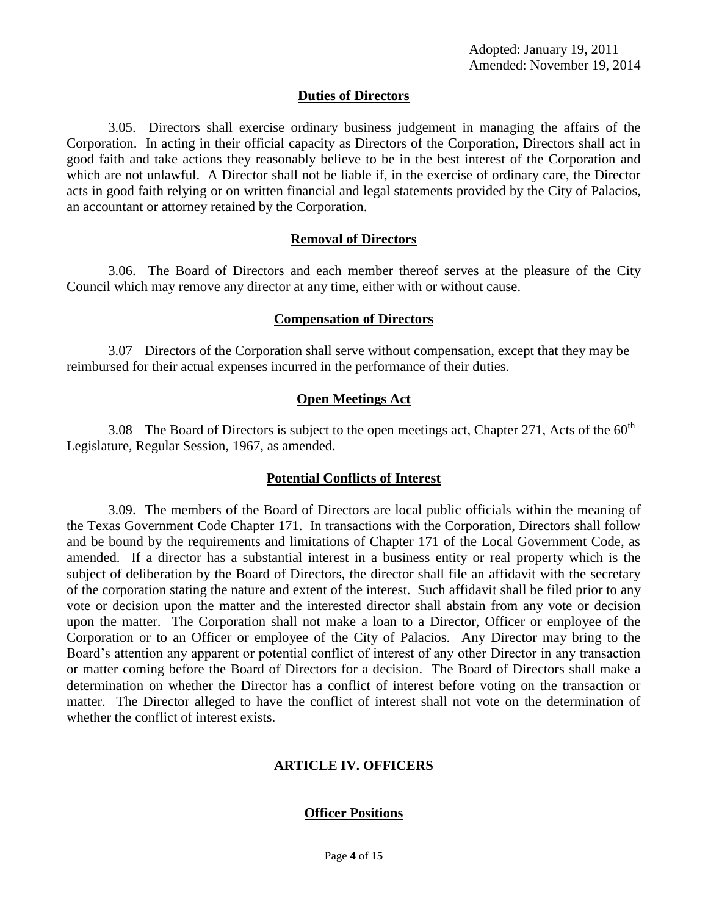Adopted: January 19, 2011
Amended: November 19, 2014

**Duties of Directors**

3.05. Directors shall exercise ordinary business judgement in managing the affairs of the Corporation. In acting in their official capacity as Directors of the Corporation, Directors shall act in good faith and take actions they reasonably believe to be in the best interest of the Corporation and which are not unlawful. A Director shall not be liable if, in the exercise of ordinary care, the Director acts in good faith relying or on written financial and legal statements provided by the City of Palacios, an accountant or attorney retained by the Corporation.

**Removal of Directors**

3.06. The Board of Directors and each member thereof serves at the pleasure of the City Council which may remove any director at any time, either with or without cause.

**Compensation of Directors**

3.07 Directors of the Corporation shall serve without compensation, except that they may be reimbursed for their actual expenses incurred in the performance of their duties.

**Open Meetings Act**

3.08 The Board of Directors is subject to the open meetings act, Chapter 271, Acts of the 60th Legislature, Regular Session, 1967, as amended.

**Potential Conflicts of Interest**

3.09. The members of the Board of Directors are local public officials within the meaning of the Texas Government Code Chapter 171. In transactions with the Corporation, Directors shall follow and be bound by the requirements and limitations of Chapter 171 of the Local Government Code, as amended. If a director has a substantial interest in a business entity or real property which is the subject of deliberation by the Board of Directors, the director shall file an affidavit with the secretary of the corporation stating the nature and extent of the interest. Such affidavit shall be filed prior to any vote or decision upon the matter and the interested director shall abstain from any vote or decision upon the matter. The Corporation shall not make a loan to a Director, Officer or employee of the Corporation or to an Officer or employee of the City of Palacios. Any Director may bring to the Board's attention any apparent or potential conflict of interest of any other Director in any transaction or matter coming before the Board of Directors for a decision. The Board of Directors shall make a determination on whether the Director has a conflict of interest before voting on the transaction or matter. The Director alleged to have the conflict of interest shall not vote on the determination of whether the conflict of interest exists.

## ARTICLE IV. OFFICERS

**Officer Positions**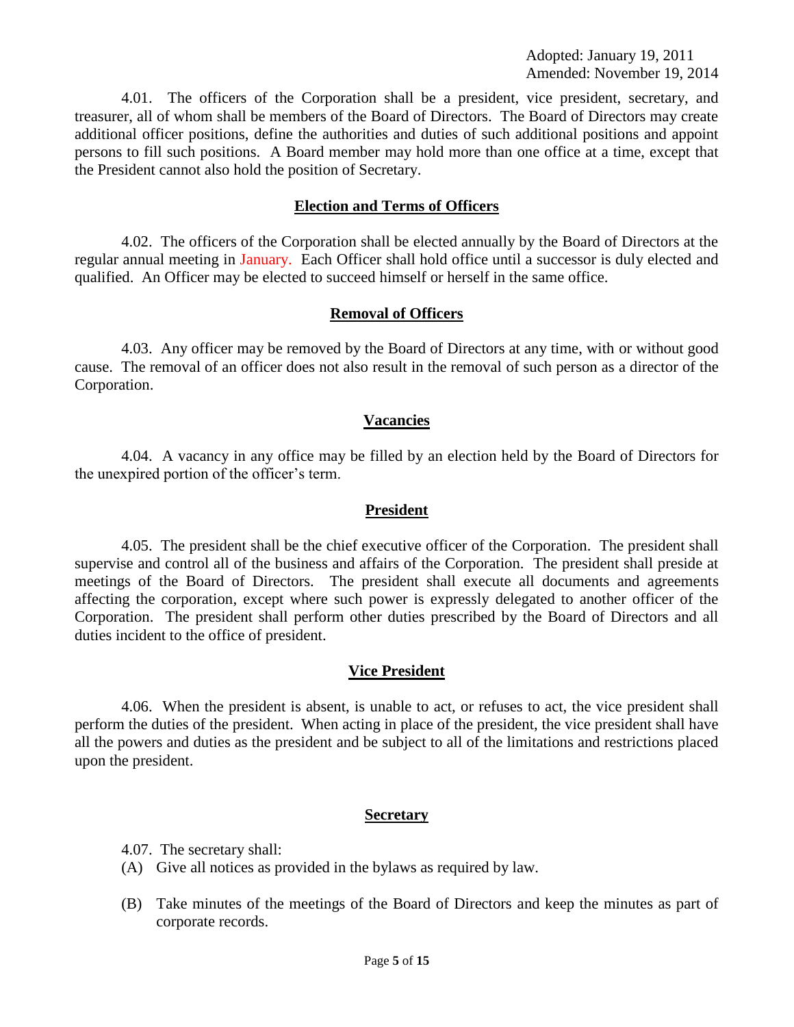Adopted: January 19, 2011
Amended: November 19, 2014

4.01. The officers of the Corporation shall be a president, vice president, secretary, and treasurer, all of whom shall be members of the Board of Directors. The Board of Directors may create additional officer positions, define the authorities and duties of such additional positions and appoint persons to fill such positions. A Board member may hold more than one office at a time, except that the President cannot also hold the position of Secretary.

## Election and Terms of Officers

4.02. The officers of the Corporation shall be elected annually by the Board of Directors at the regular annual meeting in January. Each Officer shall hold office until a successor is duly elected and qualified. An Officer may be elected to succeed himself or herself in the same office.

## Removal of Officers

4.03. Any officer may be removed by the Board of Directors at any time, with or without good cause. The removal of an officer does not also result in the removal of such person as a director of the Corporation.

## Vacancies

4.04. A vacancy in any office may be filled by an election held by the Board of Directors for the unexpired portion of the officer's term.

## President

4.05. The president shall be the chief executive officer of the Corporation. The president shall supervise and control all of the business and affairs of the Corporation. The president shall preside at meetings of the Board of Directors. The president shall execute all documents and agreements affecting the corporation, except where such power is expressly delegated to another officer of the Corporation. The president shall perform other duties prescribed by the Board of Directors and all duties incident to the office of president.

## Vice President

4.06. When the president is absent, is unable to act, or refuses to act, the vice president shall perform the duties of the president. When acting in place of the president, the vice president shall have all the powers and duties as the president and be subject to all of the limitations and restrictions placed upon the president.

## Secretary

4.07. The secretary shall:

(A) Give all notices as provided in the bylaws as required by law.

(B) Take minutes of the meetings of the Board of Directors and keep the minutes as part of corporate records.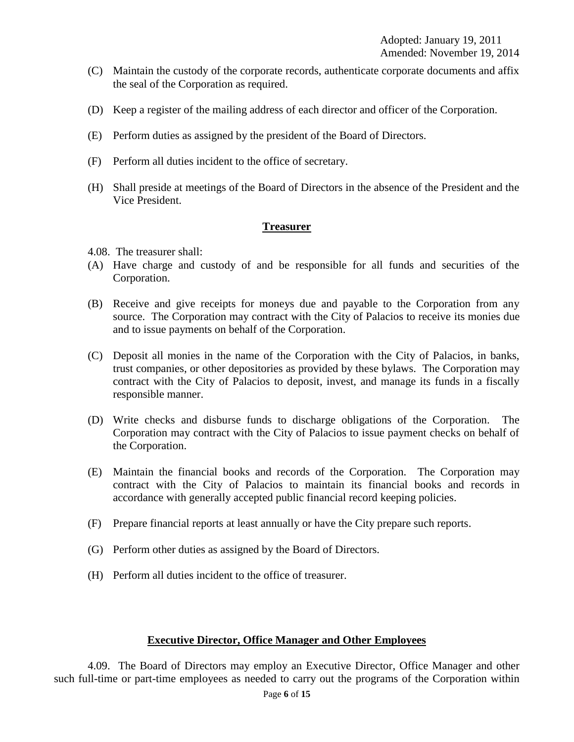(C) Maintain the custody of the corporate records, authenticate corporate documents and affix the seal of the Corporation as required.

(D) Keep a register of the mailing address of each director and officer of the Corporation.

(E) Perform duties as assigned by the president of the Board of Directors.

(F) Perform all duties incident to the office of secretary.

(H) Shall preside at meetings of the Board of Directors in the absence of the President and the Vice President.

## Treasurer

4.08. The treasurer shall:

(A) Have charge and custody of and be responsible for all funds and securities of the Corporation.

(B) Receive and give receipts for moneys due and payable to the Corporation from any source. The Corporation may contract with the City of Palacios to receive its monies due and to issue payments on behalf of the Corporation.

(C) Deposit all monies in the name of the Corporation with the City of Palacios, in banks, trust companies, or other depositories as provided by these bylaws. The Corporation may contract with the City of Palacios to deposit, invest, and manage its funds in a fiscally responsible manner.

(D) Write checks and disburse funds to discharge obligations of the Corporation. The Corporation may contract with the City of Palacios to issue payment checks on behalf of the Corporation.

(E) Maintain the financial books and records of the Corporation. The Corporation may contract with the City of Palacios to maintain its financial books and records in accordance with generally accepted public financial record keeping policies.

(F) Prepare financial reports at least annually or have the City prepare such reports.

(G) Perform other duties as assigned by the Board of Directors.

(H) Perform all duties incident to the office of treasurer.

## Executive Director, Office Manager and Other Employees

4.09. The Board of Directors may employ an Executive Director, Office Manager and other such full-time or part-time employees as needed to carry out the programs of the Corporation within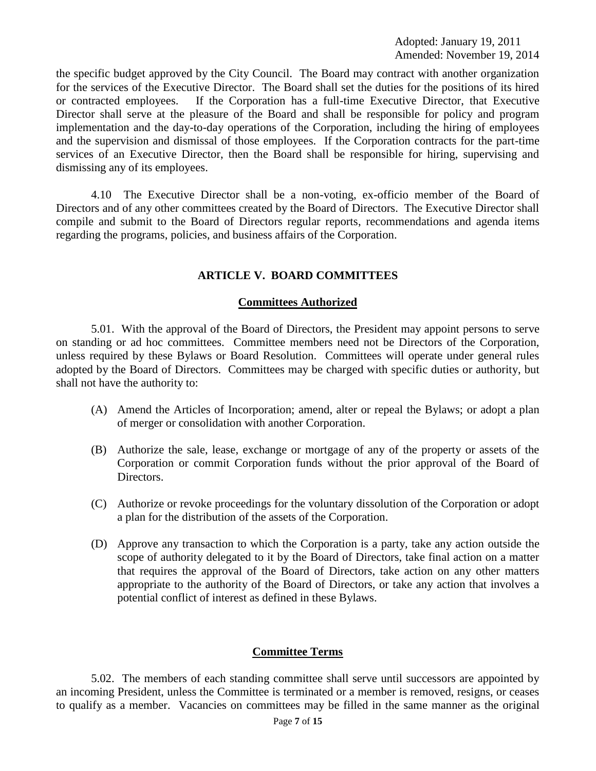the specific budget approved by the City Council. The Board may contract with another organization for the services of the Executive Director. The Board shall set the duties for the positions of its hired or contracted employees. If the Corporation has a full-time Executive Director, that Executive Director shall serve at the pleasure of the Board and shall be responsible for policy and program implementation and the day-to-day operations of the Corporation, including the hiring of employees and the supervision and dismissal of those employees. If the Corporation contracts for the part-time services of an Executive Director, then the Board shall be responsible for hiring, supervising and dismissing any of its employees.

4.10 The Executive Director shall be a non-voting, ex-officio member of the Board of Directors and of any other committees created by the Board of Directors. The Executive Director shall compile and submit to the Board of Directors regular reports, recommendations and agenda items regarding the programs, policies, and business affairs of the Corporation.

## ARTICLE V. BOARD COMMITTEES

### Committees Authorized

5.01. With the approval of the Board of Directors, the President may appoint persons to serve on standing or ad hoc committees. Committee members need not be Directors of the Corporation, unless required by these Bylaws or Board Resolution. Committees will operate under general rules adopted by the Board of Directors. Committees may be charged with specific duties or authority, but shall not have the authority to:

(A) Amend the Articles of Incorporation; amend, alter or repeal the Bylaws; or adopt a plan of merger or consolidation with another Corporation.

(B) Authorize the sale, lease, exchange or mortgage of any of the property or assets of the Corporation or commit Corporation funds without the prior approval of the Board of Directors.

(C) Authorize or revoke proceedings for the voluntary dissolution of the Corporation or adopt a plan for the distribution of the assets of the Corporation.

(D) Approve any transaction to which the Corporation is a party, take any action outside the scope of authority delegated to it by the Board of Directors, take final action on a matter that requires the approval of the Board of Directors, take action on any other matters appropriate to the authority of the Board of Directors, or take any action that involves a potential conflict of interest as defined in these Bylaws.

### Committee Terms

5.02. The members of each standing committee shall serve until successors are appointed by an incoming President, unless the Committee is terminated or a member is removed, resigns, or ceases to qualify as a member. Vacancies on committees may be filled in the same manner as the original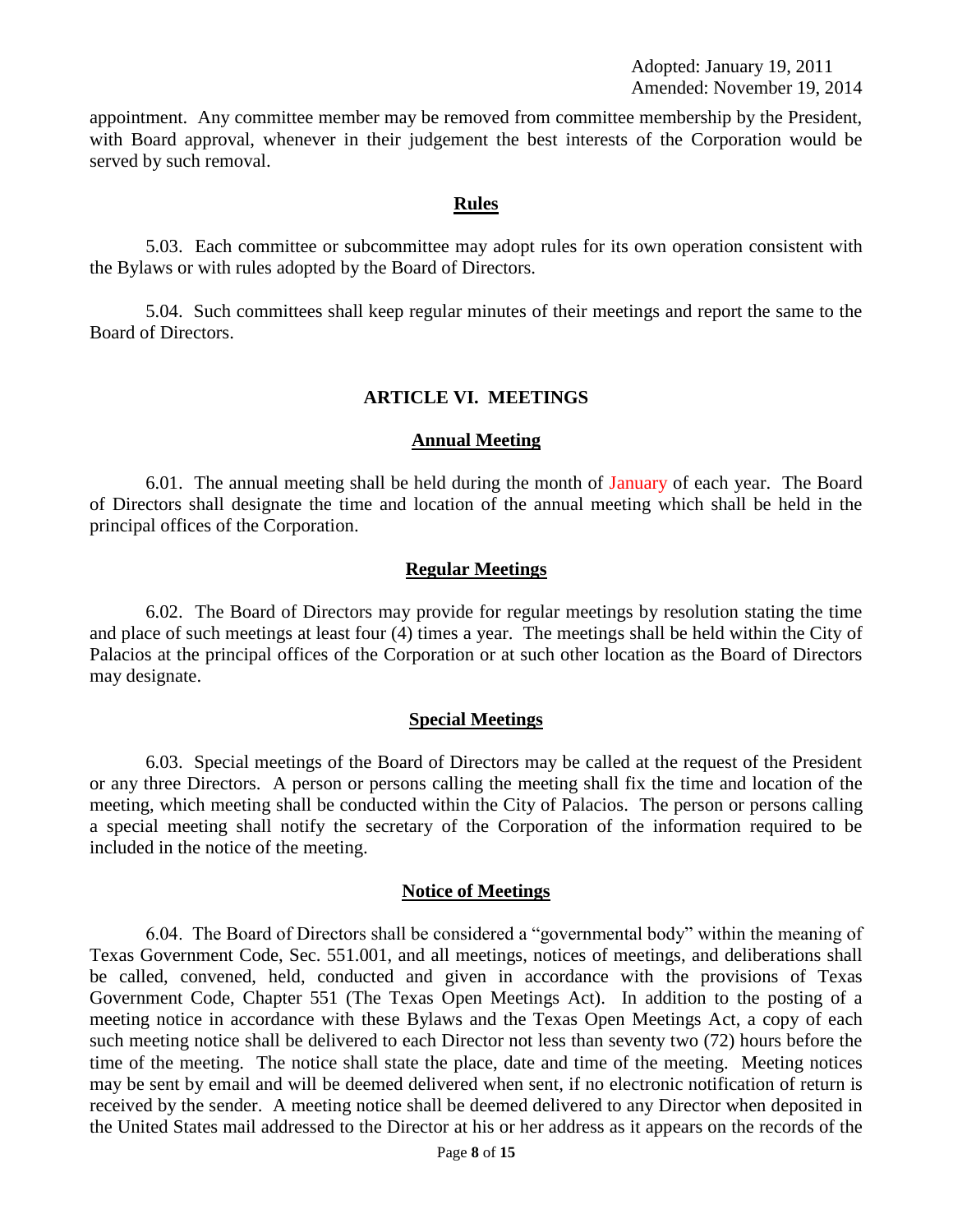appointment. Any committee member may be removed from committee membership by the President, with Board approval, whenever in their judgement the best interests of the Corporation would be served by such removal.

### Rules

5.03. Each committee or subcommittee may adopt rules for its own operation consistent with the Bylaws or with rules adopted by the Board of Directors.

5.04. Such committees shall keep regular minutes of their meetings and report the same to the Board of Directors.

## ARTICLE VI. MEETINGS

### Annual Meeting

6.01. The annual meeting shall be held during the month of January of each year. The Board of Directors shall designate the time and location of the annual meeting which shall be held in the principal offices of the Corporation.

### Regular Meetings

6.02. The Board of Directors may provide for regular meetings by resolution stating the time and place of such meetings at least four (4) times a year. The meetings shall be held within the City of Palacios at the principal offices of the Corporation or at such other location as the Board of Directors may designate.

### Special Meetings

6.03. Special meetings of the Board of Directors may be called at the request of the President or any three Directors. A person or persons calling the meeting shall fix the time and location of the meeting, which meeting shall be conducted within the City of Palacios. The person or persons calling a special meeting shall notify the secretary of the Corporation of the information required to be included in the notice of the meeting.

### Notice of Meetings

6.04. The Board of Directors shall be considered a "governmental body" within the meaning of Texas Government Code, Sec. 551.001, and all meetings, notices of meetings, and deliberations shall be called, convened, held, conducted and given in accordance with the provisions of Texas Government Code, Chapter 551 (The Texas Open Meetings Act). In addition to the posting of a meeting notice in accordance with these Bylaws and the Texas Open Meetings Act, a copy of each such meeting notice shall be delivered to each Director not less than seventy two (72) hours before the time of the meeting. The notice shall state the place, date and time of the meeting. Meeting notices may be sent by email and will be deemed delivered when sent, if no electronic notification of return is received by the sender. A meeting notice shall be deemed delivered to any Director when deposited in the United States mail addressed to the Director at his or her address as it appears on the records of the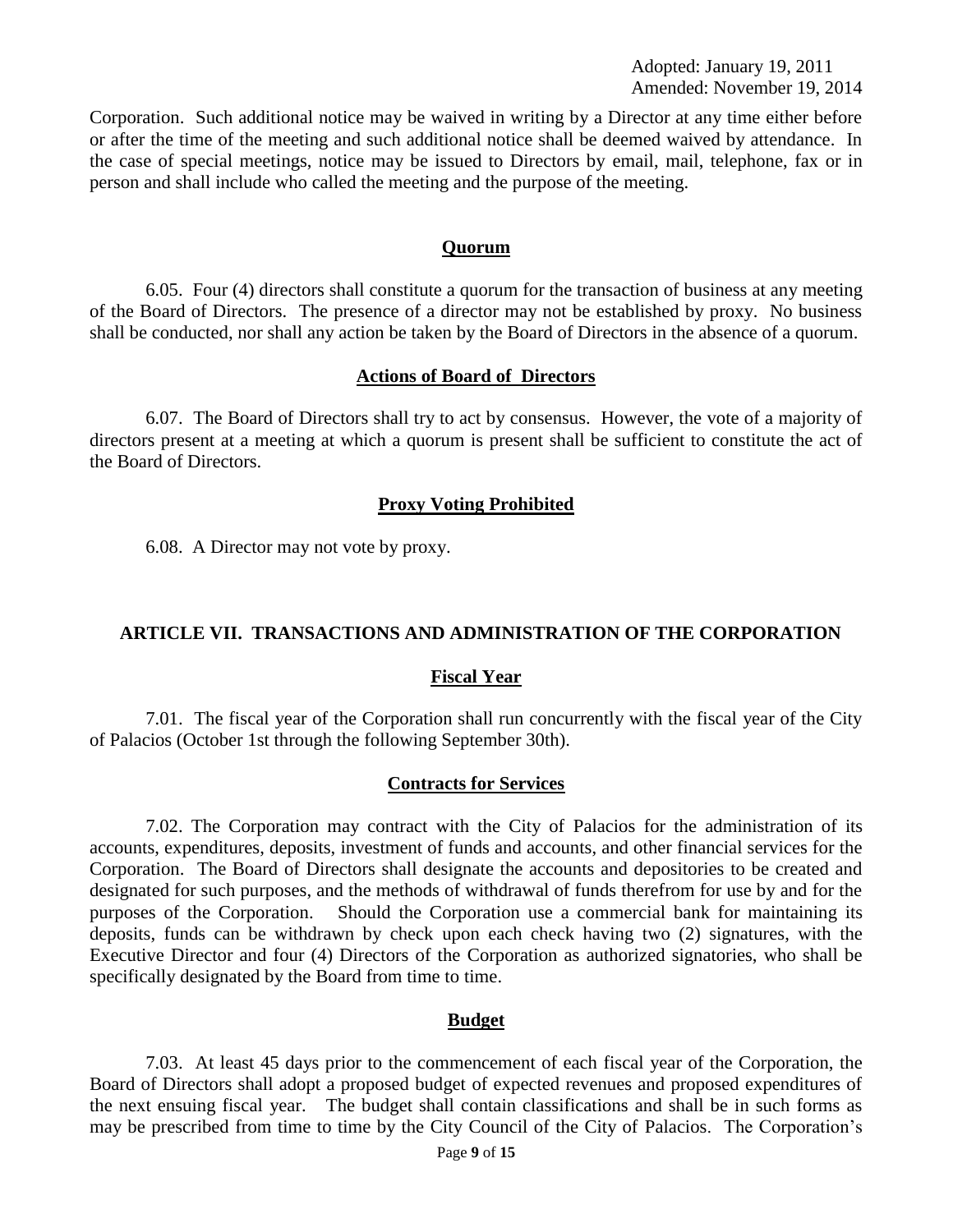Corporation. Such additional notice may be waived in writing by a Director at any time either before or after the time of the meeting and such additional notice shall be deemed waived by attendance. In the case of special meetings, notice may be issued to Directors by email, mail, telephone, fax or in person and shall include who called the meeting and the purpose of the meeting.

### Quorum

6.05. Four (4) directors shall constitute a quorum for the transaction of business at any meeting of the Board of Directors. The presence of a director may not be established by proxy. No business shall be conducted, nor shall any action be taken by the Board of Directors in the absence of a quorum.

### Actions of Board of Directors

6.07. The Board of Directors shall try to act by consensus. However, the vote of a majority of directors present at a meeting at which a quorum is present shall be sufficient to constitute the act of the Board of Directors.

### Proxy Voting Prohibited

6.08. A Director may not vote by proxy.

## ARTICLE VII. TRANSACTIONS AND ADMINISTRATION OF THE CORPORATION

### Fiscal Year

7.01. The fiscal year of the Corporation shall run concurrently with the fiscal year of the City of Palacios (October 1st through the following September 30th).

### Contracts for Services

7.02. The Corporation may contract with the City of Palacios for the administration of its accounts, expenditures, deposits, investment of funds and accounts, and other financial services for the Corporation. The Board of Directors shall designate the accounts and depositories to be created and designated for such purposes, and the methods of withdrawal of funds therefrom for use by and for the purposes of the Corporation. Should the Corporation use a commercial bank for maintaining its deposits, funds can be withdrawn by check upon each check having two (2) signatures, with the Executive Director and four (4) Directors of the Corporation as authorized signatories, who shall be specifically designated by the Board from time to time.

### Budget

7.03. At least 45 days prior to the commencement of each fiscal year of the Corporation, the Board of Directors shall adopt a proposed budget of expected revenues and proposed expenditures of the next ensuing fiscal year. The budget shall contain classifications and shall be in such forms as may be prescribed from time to time by the City Council of the City of Palacios. The Corporation's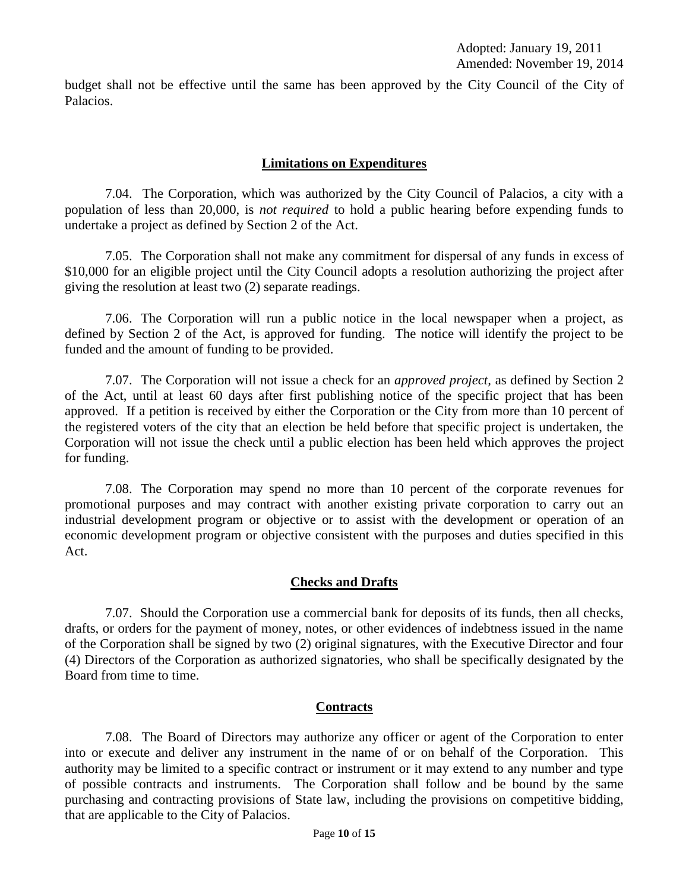budget shall not be effective until the same has been approved by the City Council of the City of Palacios.

## **Limitations on Expenditures**

7.04. The Corporation, which was authorized by the City Council of Palacios, a city with a population of less than 20,000, is *not required* to hold a public hearing before expending funds to undertake a project as defined by Section 2 of the Act.

7.05. The Corporation shall not make any commitment for dispersal of any funds in excess of \$10,000 for an eligible project until the City Council adopts a resolution authorizing the project after giving the resolution at least two (2) separate readings.

7.06. The Corporation will run a public notice in the local newspaper when a project, as defined by Section 2 of the Act, is approved for funding. The notice will identify the project to be funded and the amount of funding to be provided.

7.07. The Corporation will not issue a check for an *approved project*, as defined by Section 2 of the Act, until at least 60 days after first publishing notice of the specific project that has been approved. If a petition is received by either the Corporation or the City from more than 10 percent of the registered voters of the city that an election be held before that specific project is undertaken, the Corporation will not issue the check until a public election has been held which approves the project for funding.

7.08. The Corporation may spend no more than 10 percent of the corporate revenues for promotional purposes and may contract with another existing private corporation to carry out an industrial development program or objective or to assist with the development or operation of an economic development program or objective consistent with the purposes and duties specified in this Act.

## **Checks and Drafts**

7.07. Should the Corporation use a commercial bank for deposits of its funds, then all checks, drafts, or orders for the payment of money, notes, or other evidences of indebtness issued in the name of the Corporation shall be signed by two (2) original signatures, with the Executive Director and four (4) Directors of the Corporation as authorized signatories, who shall be specifically designated by the Board from time to time.

## **Contracts**

7.08. The Board of Directors may authorize any officer or agent of the Corporation to enter into or execute and deliver any instrument in the name of or on behalf of the Corporation. This authority may be limited to a specific contract or instrument or it may extend to any number and type of possible contracts and instruments. The Corporation shall follow and be bound by the same purchasing and contracting provisions of State law, including the provisions on competitive bidding, that are applicable to the City of Palacios.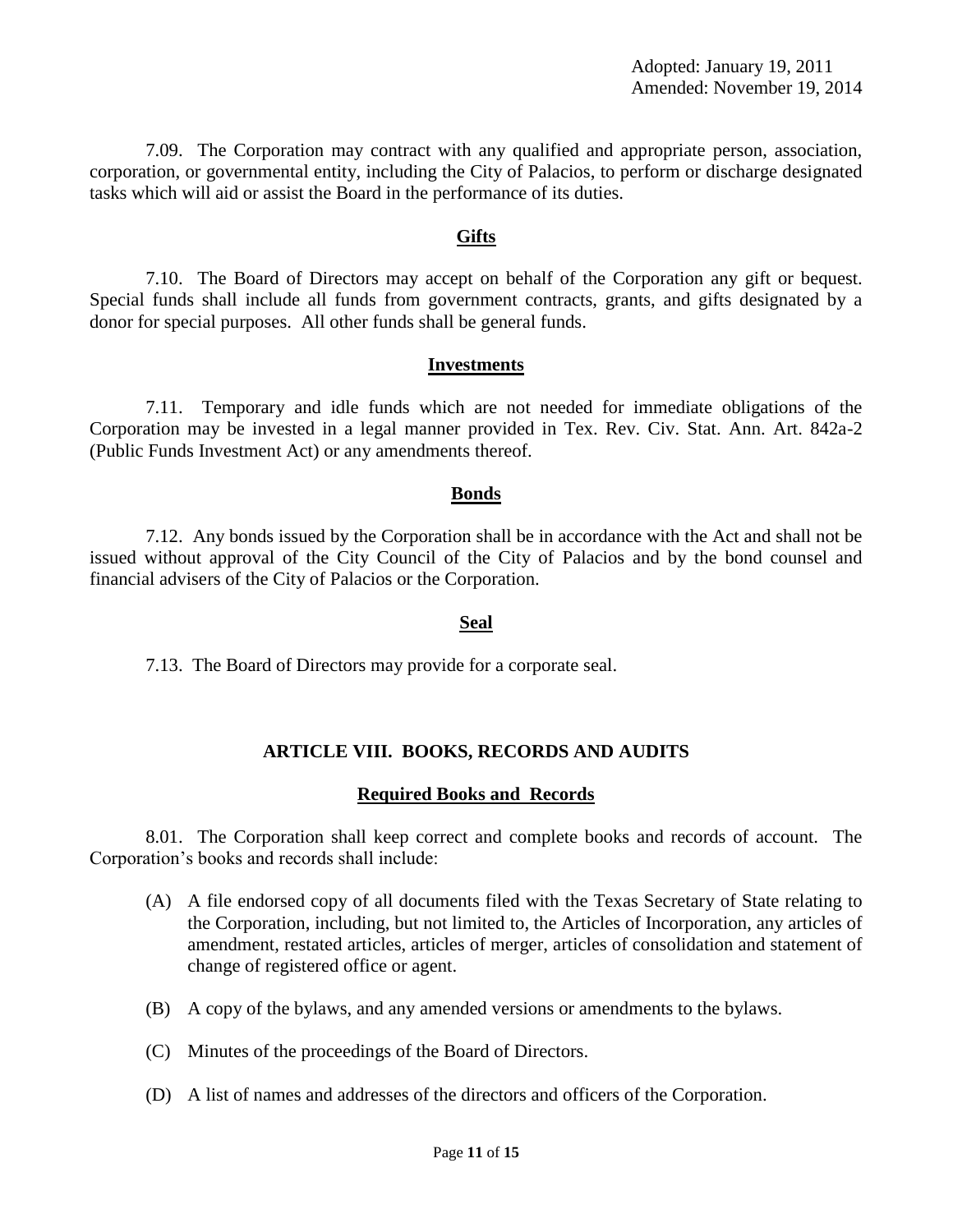7.09. The Corporation may contract with any qualified and appropriate person, association, corporation, or governmental entity, including the City of Palacios, to perform or discharge designated tasks which will aid or assist the Board in the performance of its duties.

**Gifts**

7.10. The Board of Directors may accept on behalf of the Corporation any gift or bequest. Special funds shall include all funds from government contracts, grants, and gifts designated by a donor for special purposes. All other funds shall be general funds.

**Investments**

7.11. Temporary and idle funds which are not needed for immediate obligations of the Corporation may be invested in a legal manner provided in Tex. Rev. Civ. Stat. Ann. Art. 842a-2 (Public Funds Investment Act) or any amendments thereof.

**Bonds**

7.12. Any bonds issued by the Corporation shall be in accordance with the Act and shall not be issued without approval of the City Council of the City of Palacios and by the bond counsel and financial advisers of the City of Palacios or the Corporation.

**Seal**

7.13. The Board of Directors may provide for a corporate seal.

## ARTICLE VIII. BOOKS, RECORDS AND AUDITS

**Required Books and Records**

8.01. The Corporation shall keep correct and complete books and records of account. The Corporation's books and records shall include:

(A) A file endorsed copy of all documents filed with the Texas Secretary of State relating to the Corporation, including, but not limited to, the Articles of Incorporation, any articles of amendment, restated articles, articles of merger, articles of consolidation and statement of change of registered office or agent.

(B) A copy of the bylaws, and any amended versions or amendments to the bylaws.

(C) Minutes of the proceedings of the Board of Directors.

(D) A list of names and addresses of the directors and officers of the Corporation.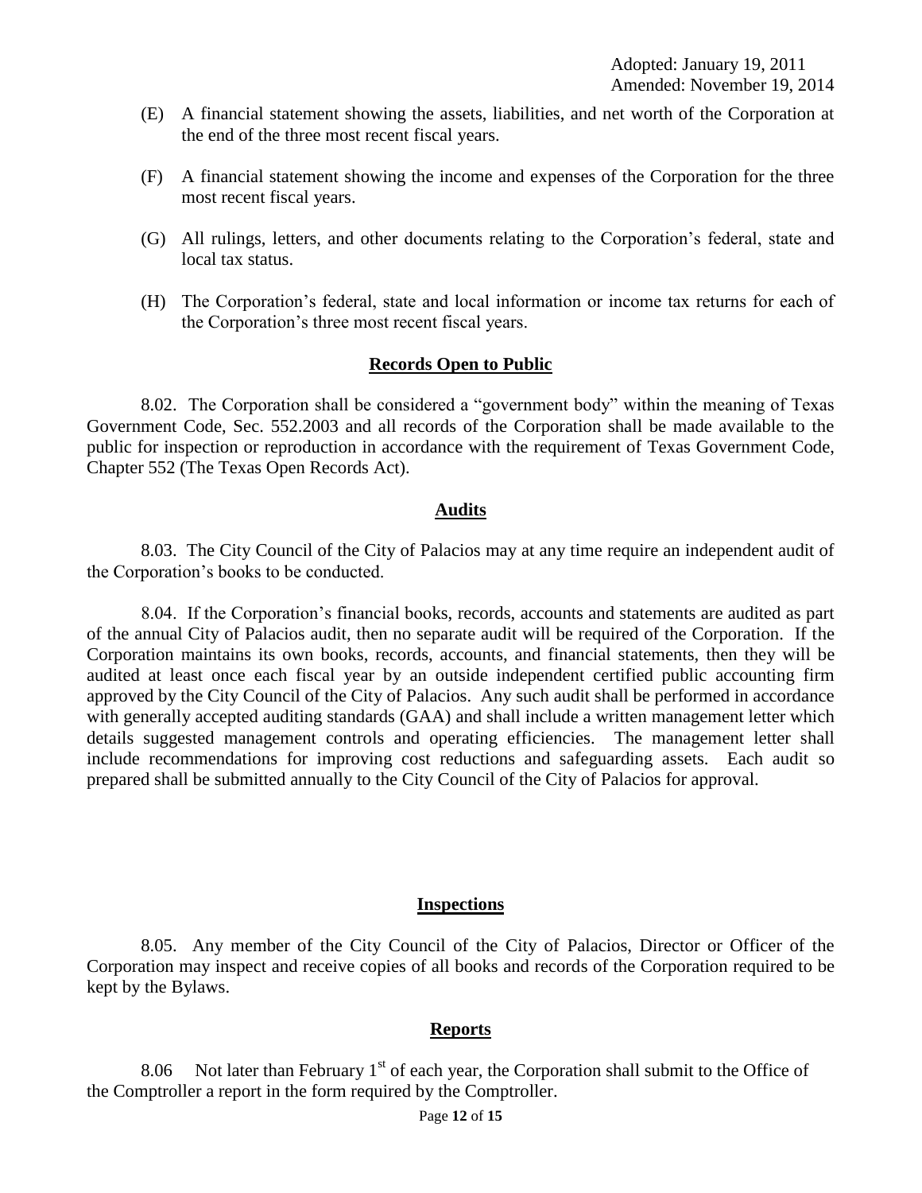(E) A financial statement showing the assets, liabilities, and net worth of the Corporation at the end of the three most recent fiscal years.

(F) A financial statement showing the income and expenses of the Corporation for the three most recent fiscal years.

(G) All rulings, letters, and other documents relating to the Corporation's federal, state and local tax status.

(H) The Corporation's federal, state and local information or income tax returns for each of the Corporation's three most recent fiscal years.

## Records Open to Public

8.02. The Corporation shall be considered a "government body" within the meaning of Texas Government Code, Sec. 552.2003 and all records of the Corporation shall be made available to the public for inspection or reproduction in accordance with the requirement of Texas Government Code, Chapter 552 (The Texas Open Records Act).

## Audits

8.03. The City Council of the City of Palacios may at any time require an independent audit of the Corporation's books to be conducted.

8.04. If the Corporation's financial books, records, accounts and statements are audited as part of the annual City of Palacios audit, then no separate audit will be required of the Corporation. If the Corporation maintains its own books, records, accounts, and financial statements, then they will be audited at least once each fiscal year by an outside independent certified public accounting firm approved by the City Council of the City of Palacios. Any such audit shall be performed in accordance with generally accepted auditing standards (GAA) and shall include a written management letter which details suggested management controls and operating efficiencies. The management letter shall include recommendations for improving cost reductions and safeguarding assets. Each audit so prepared shall be submitted annually to the City Council of the City of Palacios for approval.

## Inspections

8.05. Any member of the City Council of the City of Palacios, Director or Officer of the Corporation may inspect and receive copies of all books and records of the Corporation required to be kept by the Bylaws.

## Reports

8.06 Not later than February 1st of each year, the Corporation shall submit to the Office of the Comptroller a report in the form required by the Comptroller.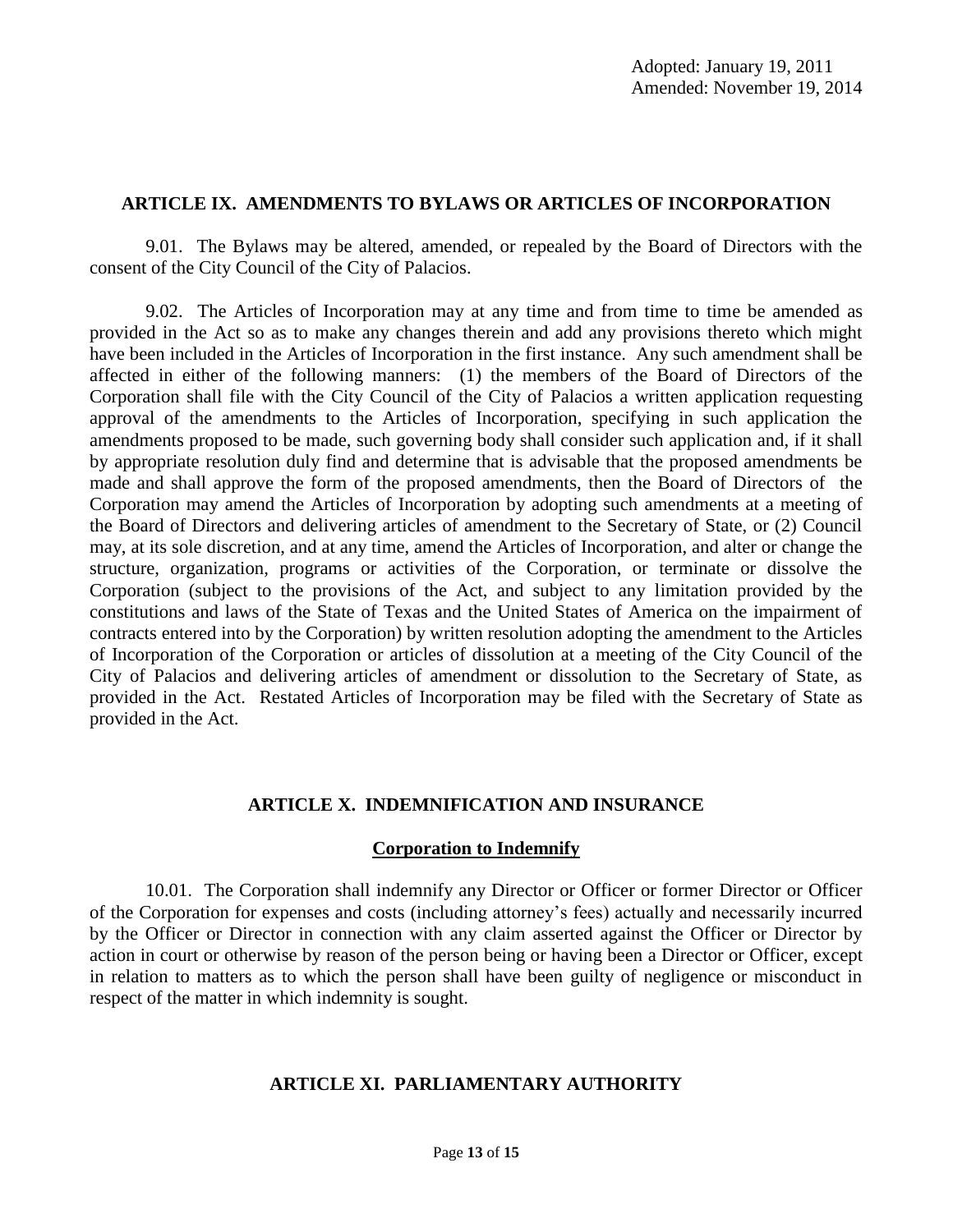## ARTICLE IX. AMENDMENTS TO BYLAWS OR ARTICLES OF INCORPORATION

9.01. The Bylaws may be altered, amended, or repealed by the Board of Directors with the consent of the City Council of the City of Palacios.

9.02. The Articles of Incorporation may at any time and from time to time be amended as provided in the Act so as to make any changes therein and add any provisions thereto which might have been included in the Articles of Incorporation in the first instance. Any such amendment shall be affected in either of the following manners: (1) the members of the Board of Directors of the Corporation shall file with the City Council of the City of Palacios a written application requesting approval of the amendments to the Articles of Incorporation, specifying in such application the amendments proposed to be made, such governing body shall consider such application and, if it shall by appropriate resolution duly find and determine that is advisable that the proposed amendments be made and shall approve the form of the proposed amendments, then the Board of Directors of the Corporation may amend the Articles of Incorporation by adopting such amendments at a meeting of the Board of Directors and delivering articles of amendment to the Secretary of State, or (2) Council may, at its sole discretion, and at any time, amend the Articles of Incorporation, and alter or change the structure, organization, programs or activities of the Corporation, or terminate or dissolve the Corporation (subject to the provisions of the Act, and subject to any limitation provided by the constitutions and laws of the State of Texas and the United States of America on the impairment of contracts entered into by the Corporation) by written resolution adopting the amendment to the Articles of Incorporation of the Corporation or articles of dissolution at a meeting of the City Council of the City of Palacios and delivering articles of amendment or dissolution to the Secretary of State, as provided in the Act. Restated Articles of Incorporation may be filed with the Secretary of State as provided in the Act.

## ARTICLE X. INDEMNIFICATION AND INSURANCE

### Corporation to Indemnify

10.01. The Corporation shall indemnify any Director or Officer or former Director or Officer of the Corporation for expenses and costs (including attorney's fees) actually and necessarily incurred by the Officer or Director in connection with any claim asserted against the Officer or Director by action in court or otherwise by reason of the person being or having been a Director or Officer, except in relation to matters as to which the person shall have been guilty of negligence or misconduct in respect of the matter in which indemnity is sought.

## ARTICLE XI. PARLIAMENTARY AUTHORITY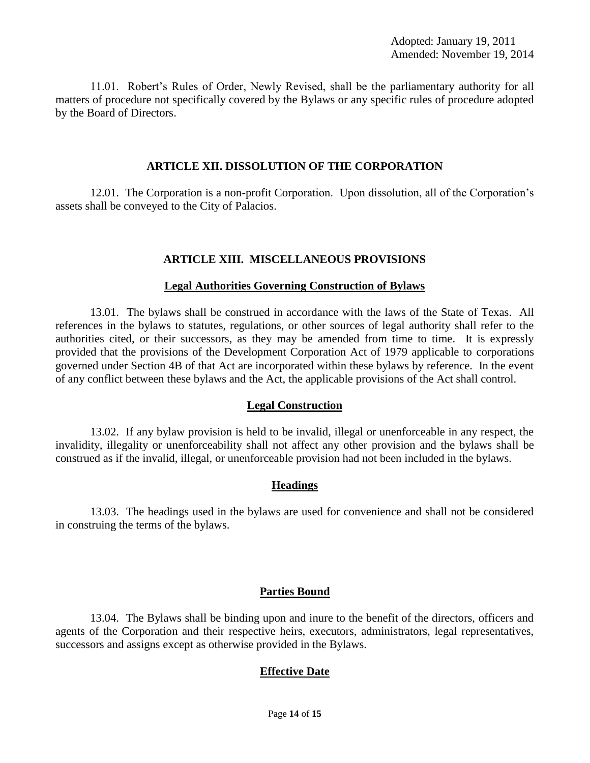11.01. Robert's Rules of Order, Newly Revised, shall be the parliamentary authority for all matters of procedure not specifically covered by the Bylaws or any specific rules of procedure adopted by the Board of Directors.

## ARTICLE XII. DISSOLUTION OF THE CORPORATION

12.01. The Corporation is a non-profit Corporation. Upon dissolution, all of the Corporation's assets shall be conveyed to the City of Palacios.

## ARTICLE XIII. MISCELLANEOUS PROVISIONS

### Legal Authorities Governing Construction of Bylaws

13.01. The bylaws shall be construed in accordance with the laws of the State of Texas. All references in the bylaws to statutes, regulations, or other sources of legal authority shall refer to the authorities cited, or their successors, as they may be amended from time to time. It is expressly provided that the provisions of the Development Corporation Act of 1979 applicable to corporations governed under Section 4B of that Act are incorporated within these bylaws by reference. In the event of any conflict between these bylaws and the Act, the applicable provisions of the Act shall control.

### Legal Construction

13.02. If any bylaw provision is held to be invalid, illegal or unenforceable in any respect, the invalidity, illegality or unenforceability shall not affect any other provision and the bylaws shall be construed as if the invalid, illegal, or unenforceable provision had not been included in the bylaws.

### Headings

13.03. The headings used in the bylaws are used for convenience and shall not be considered in construing the terms of the bylaws.

### Parties Bound

13.04. The Bylaws shall be binding upon and inure to the benefit of the directors, officers and agents of the Corporation and their respective heirs, executors, administrators, legal representatives, successors and assigns except as otherwise provided in the Bylaws.

### Effective Date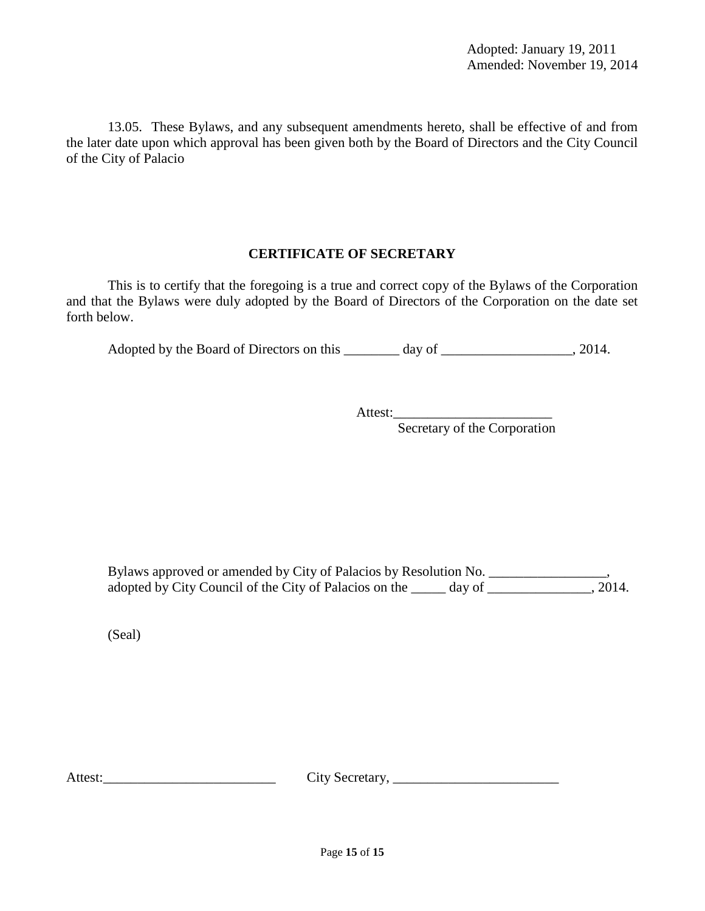Adopted: January 19, 2011
Amended: November 19, 2014

13.05. These Bylaws, and any subsequent amendments hereto, shall be effective of and from the later date upon which approval has been given both by the Board of Directors and the City Council of the City of Palacio

## CERTIFICATE OF SECRETARY

This is to certify that the foregoing is a true and correct copy of the Bylaws of the Corporation and that the Bylaws were duly adopted by the Board of Directors of the Corporation on the date set forth below.

Adopted by the Board of Directors on this ________ day of ___________________, 2014.

Attest:_______________________
Secretary of the Corporation

Bylaws approved or amended by City of Palacios by Resolution No. _________________, adopted by City Council of the City of Palacios on the _____ day of _______________, 2014.

(Seal)

Attest:_________________________ City Secretary, ________________________